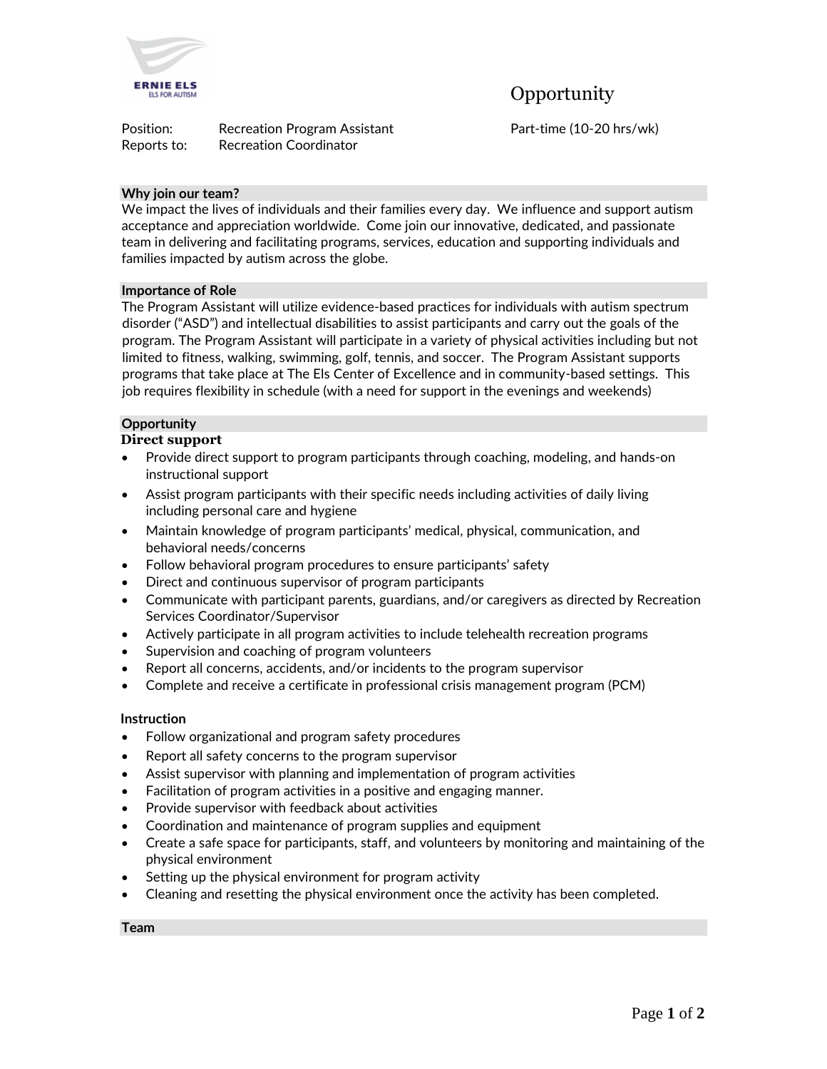ERNIE ELS
ELS FOR AUTISM

# Opportunity

Position: Recreation Program Assistant — Part-time (10-20 hrs/wk)
Reports to: Recreation Coordinator

## Why join our team?

We impact the lives of individuals and their families every day. We influence and support autism acceptance and appreciation worldwide. Come join our innovative, dedicated, and passionate team in delivering and facilitating programs, services, education and supporting individuals and families impacted by autism across the globe.

## Importance of Role

The Program Assistant will utilize evidence-based practices for individuals with autism spectrum disorder ("ASD") and intellectual disabilities to assist participants and carry out the goals of the program. The Program Assistant will participate in a variety of physical activities including but not limited to fitness, walking, swimming, golf, tennis, and soccer. The Program Assistant supports programs that take place at The Els Center of Excellence and in community-based settings. This job requires flexibility in schedule (with a need for support in the evenings and weekends)

## Opportunity

### Direct support

- Provide direct support to program participants through coaching, modeling, and hands-on instructional support
- Assist program participants with their specific needs including activities of daily living including personal care and hygiene
- Maintain knowledge of program participants' medical, physical, communication, and behavioral needs/concerns
- Follow behavioral program procedures to ensure participants' safety
- Direct and continuous supervisor of program participants
- Communicate with participant parents, guardians, and/or caregivers as directed by Recreation Services Coordinator/Supervisor
- Actively participate in all program activities to include telehealth recreation programs
- Supervision and coaching of program volunteers
- Report all concerns, accidents, and/or incidents to the program supervisor
- Complete and receive a certificate in professional crisis management program (PCM)

### Instruction

- Follow organizational and program safety procedures
- Report all safety concerns to the program supervisor
- Assist supervisor with planning and implementation of program activities
- Facilitation of program activities in a positive and engaging manner.
- Provide supervisor with feedback about activities
- Coordination and maintenance of program supplies and equipment
- Create a safe space for participants, staff, and volunteers by monitoring and maintaining of the physical environment
- Setting up the physical environment for program activity
- Cleaning and resetting the physical environment once the activity has been completed.

## Team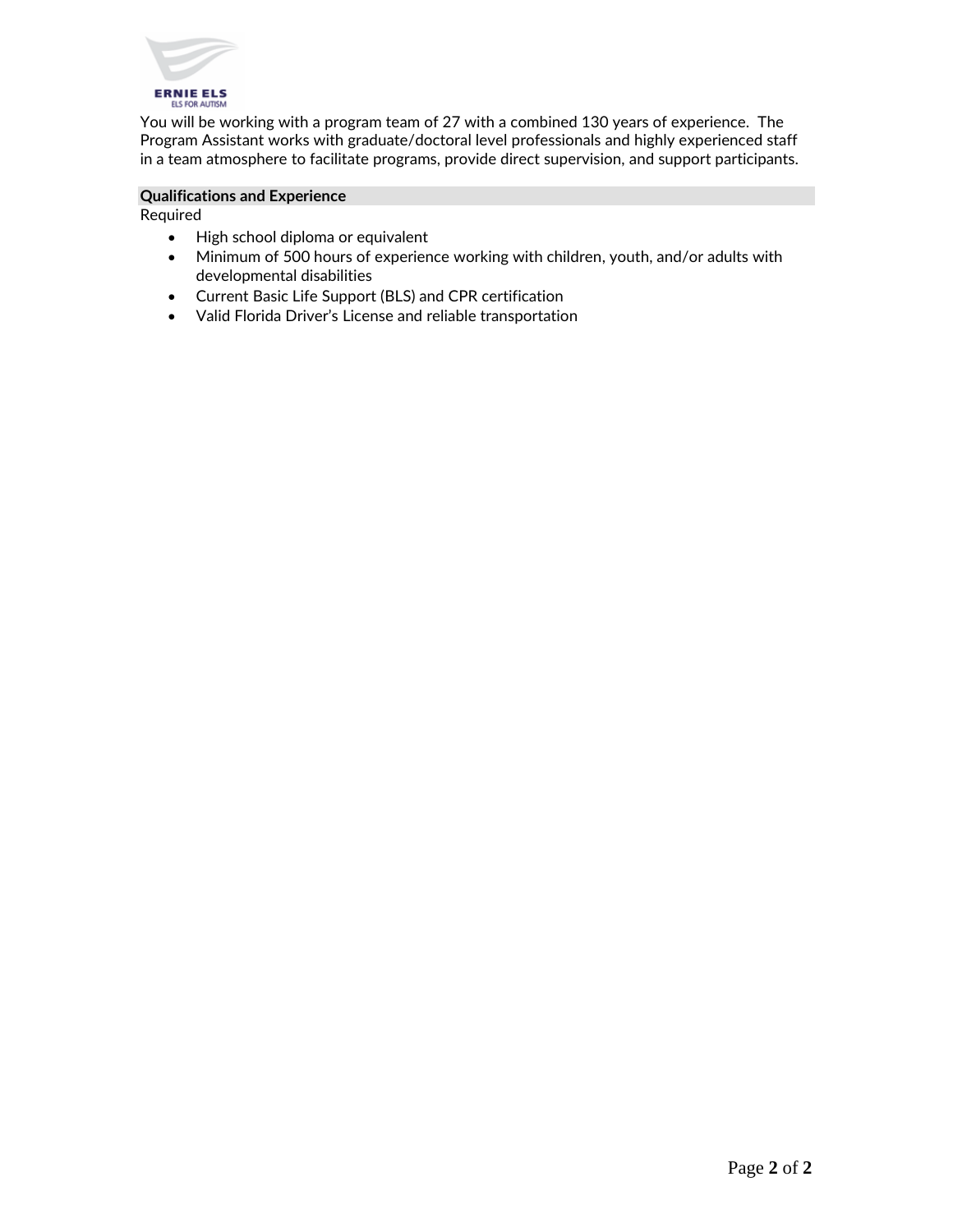You will be working with a program team of 27 with a combined 130 years of experience. The Program Assistant works with graduate/doctoral level professionals and highly experienced staff in a team atmosphere to facilitate programs, provide direct supervision, and support participants.

**Qualifications and Experience**

Required

- High school diploma or equivalent
- Minimum of 500 hours of experience working with children, youth, and/or adults with developmental disabilities
- Current Basic Life Support (BLS) and CPR certification
- Valid Florida Driver's License and reliable transportation